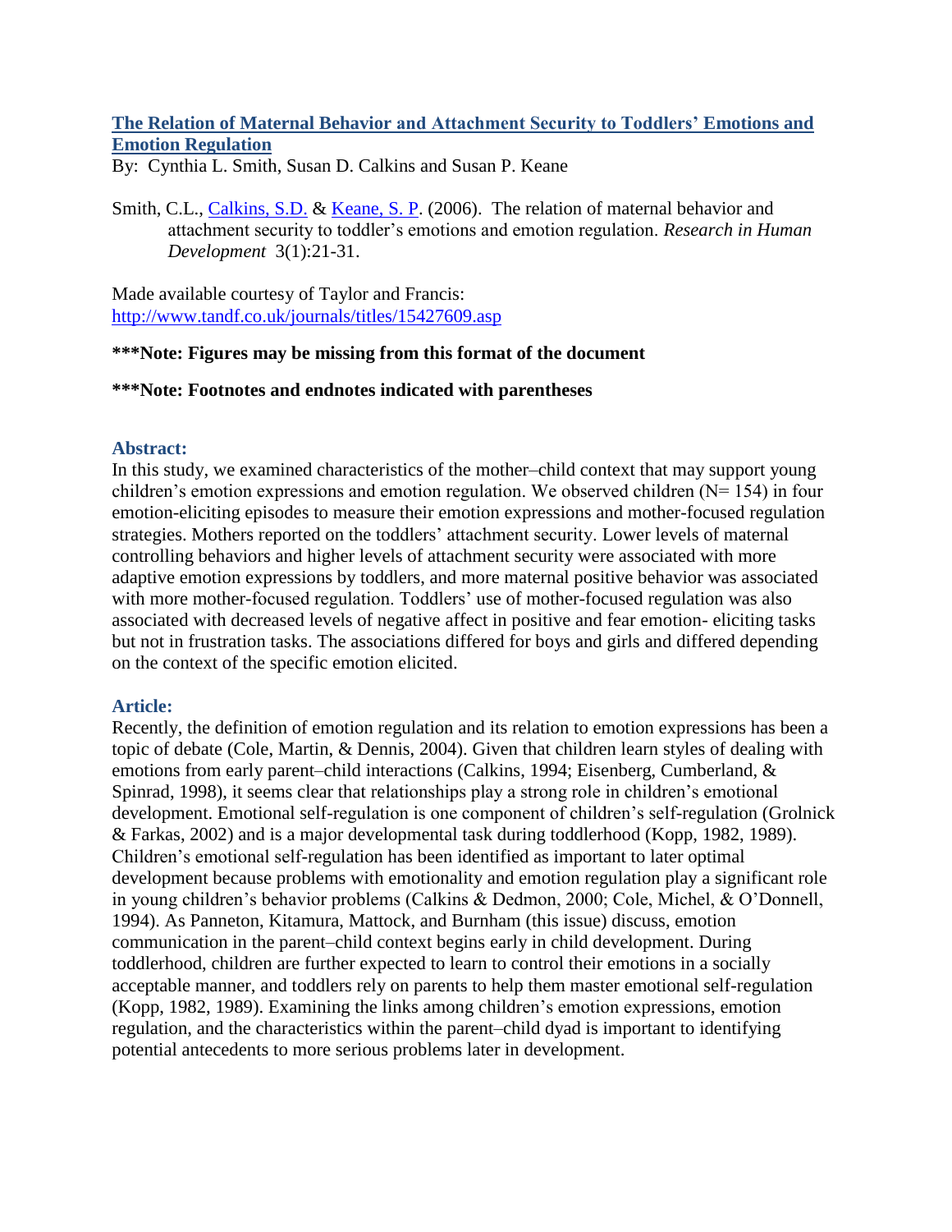# [The Relation of Maternal Behavior and Attachment Security to Toddlers' Emotions and Emotion Regulation](#)

By: Cynthia L. Smith, Susan D. Calkins and Susan P. Keane

Smith, C.L., [Calkins, S.D.](#) & [Keane, S. P.](#) (2006). The relation of maternal behavior and attachment security to toddler's emotions and emotion regulation. *Research in Human Development* 3(1):21-31.

Made available courtesy of Taylor and Francis: [http://www.tandf.co.uk/journals/titles/15427609.asp](http://www.tandf.co.uk/journals/titles/15427609.asp)

**\*\*\*Note: Figures may be missing from this format of the document**

**\*\*\*Note: Footnotes and endnotes indicated with parentheses**

## Abstract:

In this study, we examined characteristics of the mother–child context that may support young children's emotion expressions and emotion regulation. We observed children (N= 154) in four emotion-eliciting episodes to measure their emotion expressions and mother-focused regulation strategies. Mothers reported on the toddlers' attachment security. Lower levels of maternal controlling behaviors and higher levels of attachment security were associated with more adaptive emotion expressions by toddlers, and more maternal positive behavior was associated with more mother-focused regulation. Toddlers' use of mother-focused regulation was also associated with decreased levels of negative affect in positive and fear emotion- eliciting tasks but not in frustration tasks. The associations differed for boys and girls and differed depending on the context of the specific emotion elicited.

## Article:

Recently, the definition of emotion regulation and its relation to emotion expressions has been a topic of debate (Cole, Martin, & Dennis, 2004). Given that children learn styles of dealing with emotions from early parent–child interactions (Calkins, 1994; Eisenberg, Cumberland, & Spinrad, 1998), it seems clear that relationships play a strong role in children's emotional development. Emotional self-regulation is one component of children's self-regulation (Grolnick & Farkas, 2002) and is a major developmental task during toddlerhood (Kopp, 1982, 1989). Children's emotional self-regulation has been identified as important to later optimal development because problems with emotionality and emotion regulation play a significant role in young children's behavior problems (Calkins & Dedmon, 2000; Cole, Michel, & O'Donnell, 1994). As Panneton, Kitamura, Mattock, and Burnham (this issue) discuss, emotion communication in the parent–child context begins early in child development. During toddlerhood, children are further expected to learn to control their emotions in a socially acceptable manner, and toddlers rely on parents to help them master emotional self-regulation (Kopp, 1982, 1989). Examining the links among children's emotion expressions, emotion regulation, and the characteristics within the parent–child dyad is important to identifying potential antecedents to more serious problems later in development.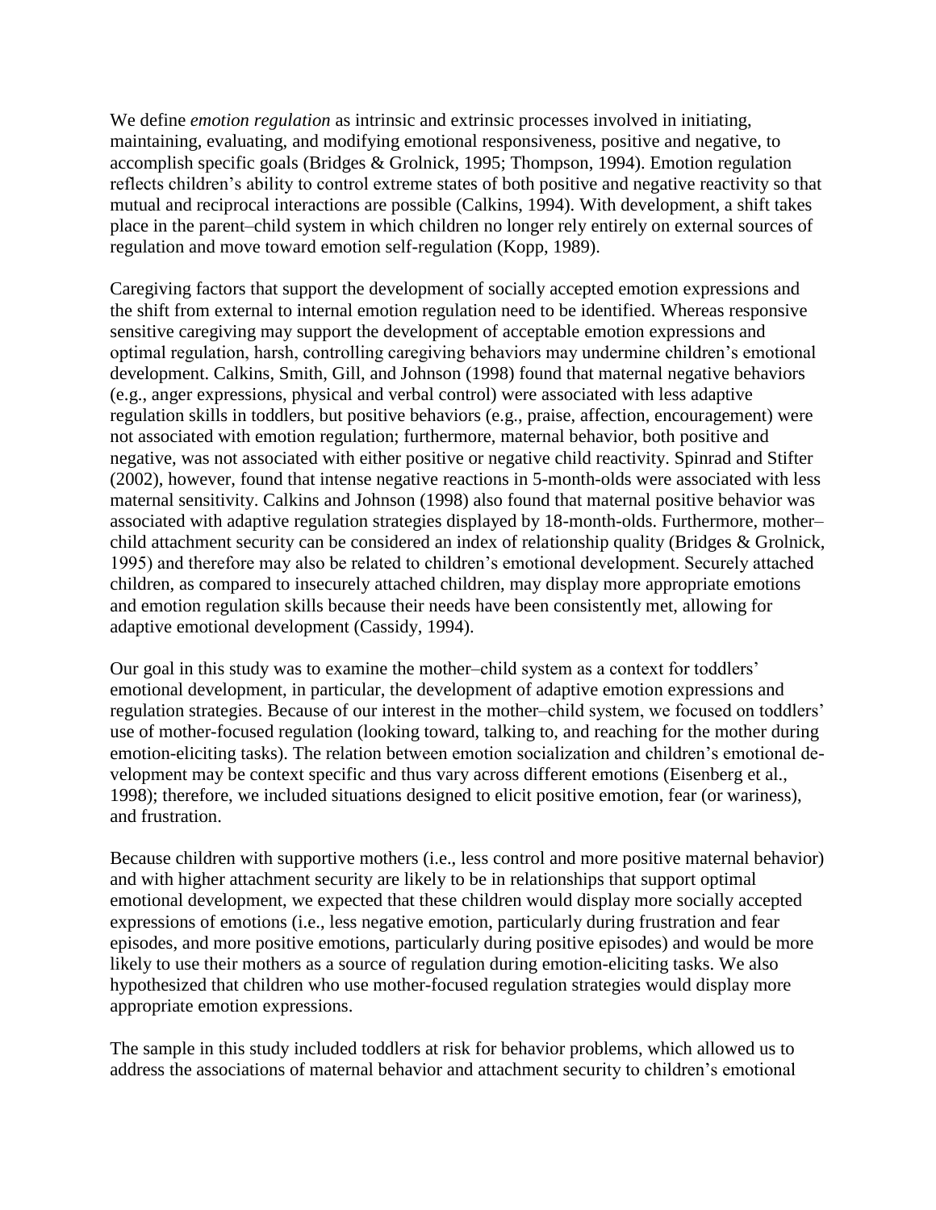We define *emotion regulation* as intrinsic and extrinsic processes involved in initiating, maintaining, evaluating, and modifying emotional responsiveness, positive and negative, to accomplish specific goals (Bridges & Grolnick, 1995; Thompson, 1994). Emotion regulation reflects children's ability to control extreme states of both positive and negative reactivity so that mutual and reciprocal interactions are possible (Calkins, 1994). With development, a shift takes place in the parent–child system in which children no longer rely entirely on external sources of regulation and move toward emotion self-regulation (Kopp, 1989).

Caregiving factors that support the development of socially accepted emotion expressions and the shift from external to internal emotion regulation need to be identified. Whereas responsive sensitive caregiving may support the development of acceptable emotion expressions and optimal regulation, harsh, controlling caregiving behaviors may undermine children's emotional development. Calkins, Smith, Gill, and Johnson (1998) found that maternal negative behaviors (e.g., anger expressions, physical and verbal control) were associated with less adaptive regulation skills in toddlers, but positive behaviors (e.g., praise, affection, encouragement) were not associated with emotion regulation; furthermore, maternal behavior, both positive and negative, was not associated with either positive or negative child reactivity. Spinrad and Stifter (2002), however, found that intense negative reactions in 5-month-olds were associated with less maternal sensitivity. Calkins and Johnson (1998) also found that maternal positive behavior was associated with adaptive regulation strategies displayed by 18-month-olds. Furthermore, mother–child attachment security can be considered an index of relationship quality (Bridges & Grolnick, 1995) and therefore may also be related to children's emotional development. Securely attached children, as compared to insecurely attached children, may display more appropriate emotions and emotion regulation skills because their needs have been consistently met, allowing for adaptive emotional development (Cassidy, 1994).

Our goal in this study was to examine the mother–child system as a context for toddlers' emotional development, in particular, the development of adaptive emotion expressions and regulation strategies. Because of our interest in the mother–child system, we focused on toddlers' use of mother-focused regulation (looking toward, talking to, and reaching for the mother during emotion-eliciting tasks). The relation between emotion socialization and children's emotional development may be context specific and thus vary across different emotions (Eisenberg et al., 1998); therefore, we included situations designed to elicit positive emotion, fear (or wariness), and frustration.

Because children with supportive mothers (i.e., less control and more positive maternal behavior) and with higher attachment security are likely to be in relationships that support optimal emotional development, we expected that these children would display more socially accepted expressions of emotions (i.e., less negative emotion, particularly during frustration and fear episodes, and more positive emotions, particularly during positive episodes) and would be more likely to use their mothers as a source of regulation during emotion-eliciting tasks. We also hypothesized that children who use mother-focused regulation strategies would display more appropriate emotion expressions.

The sample in this study included toddlers at risk for behavior problems, which allowed us to address the associations of maternal behavior and attachment security to children's emotional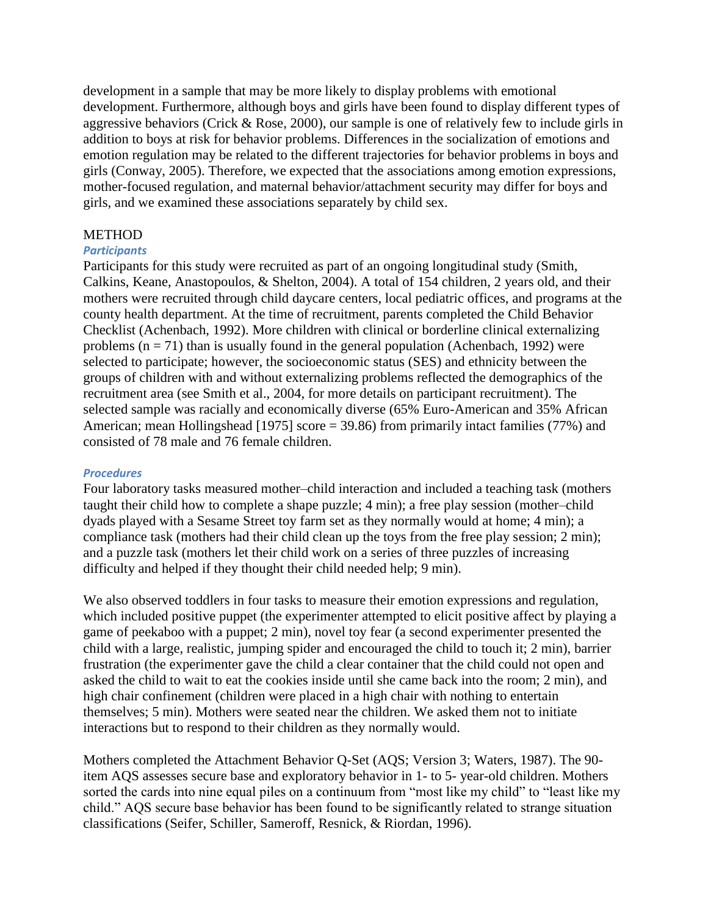development in a sample that may be more likely to display problems with emotional development. Furthermore, although boys and girls have been found to display different types of aggressive behaviors (Crick & Rose, 2000), our sample is one of relatively few to include girls in addition to boys at risk for behavior problems. Differences in the socialization of emotions and emotion regulation may be related to the different trajectories for behavior problems in boys and girls (Conway, 2005). Therefore, we expected that the associations among emotion expressions, mother-focused regulation, and maternal behavior/attachment security may differ for boys and girls, and we examined these associations separately by child sex.

## METHOD

### *Participants*

Participants for this study were recruited as part of an ongoing longitudinal study (Smith, Calkins, Keane, Anastopoulos, & Shelton, 2004). A total of 154 children, 2 years old, and their mothers were recruited through child daycare centers, local pediatric offices, and programs at the county health department. At the time of recruitment, parents completed the Child Behavior Checklist (Achenbach, 1992). More children with clinical or borderline clinical externalizing problems ($n = 71$) than is usually found in the general population (Achenbach, 1992) were selected to participate; however, the socioeconomic status (SES) and ethnicity between the groups of children with and without externalizing problems reflected the demographics of the recruitment area (see Smith et al., 2004, for more details on participant recruitment). The selected sample was racially and economically diverse (65% Euro-American and 35% African American; mean Hollingshead [1975] score = 39.86) from primarily intact families (77%) and consisted of 78 male and 76 female children.

### *Procedures*

Four laboratory tasks measured mother–child interaction and included a teaching task (mothers taught their child how to complete a shape puzzle; 4 min); a free play session (mother–child dyads played with a Sesame Street toy farm set as they normally would at home; 4 min); a compliance task (mothers had their child clean up the toys from the free play session; 2 min); and a puzzle task (mothers let their child work on a series of three puzzles of increasing difficulty and helped if they thought their child needed help; 9 min).

We also observed toddlers in four tasks to measure their emotion expressions and regulation, which included positive puppet (the experimenter attempted to elicit positive affect by playing a game of peekaboo with a puppet; 2 min), novel toy fear (a second experimenter presented the child with a large, realistic, jumping spider and encouraged the child to touch it; 2 min), barrier frustration (the experimenter gave the child a clear container that the child could not open and asked the child to wait to eat the cookies inside until she came back into the room; 2 min), and high chair confinement (children were placed in a high chair with nothing to entertain themselves; 5 min). Mothers were seated near the children. We asked them not to initiate interactions but to respond to their children as they normally would.

Mothers completed the Attachment Behavior Q-Set (AQS; Version 3; Waters, 1987). The 90-item AQS assesses secure base and exploratory behavior in 1- to 5- year-old children. Mothers sorted the cards into nine equal piles on a continuum from "most like my child" to "least like my child." AQS secure base behavior has been found to be significantly related to strange situation classifications (Seifer, Schiller, Sameroff, Resnick, & Riordan, 1996).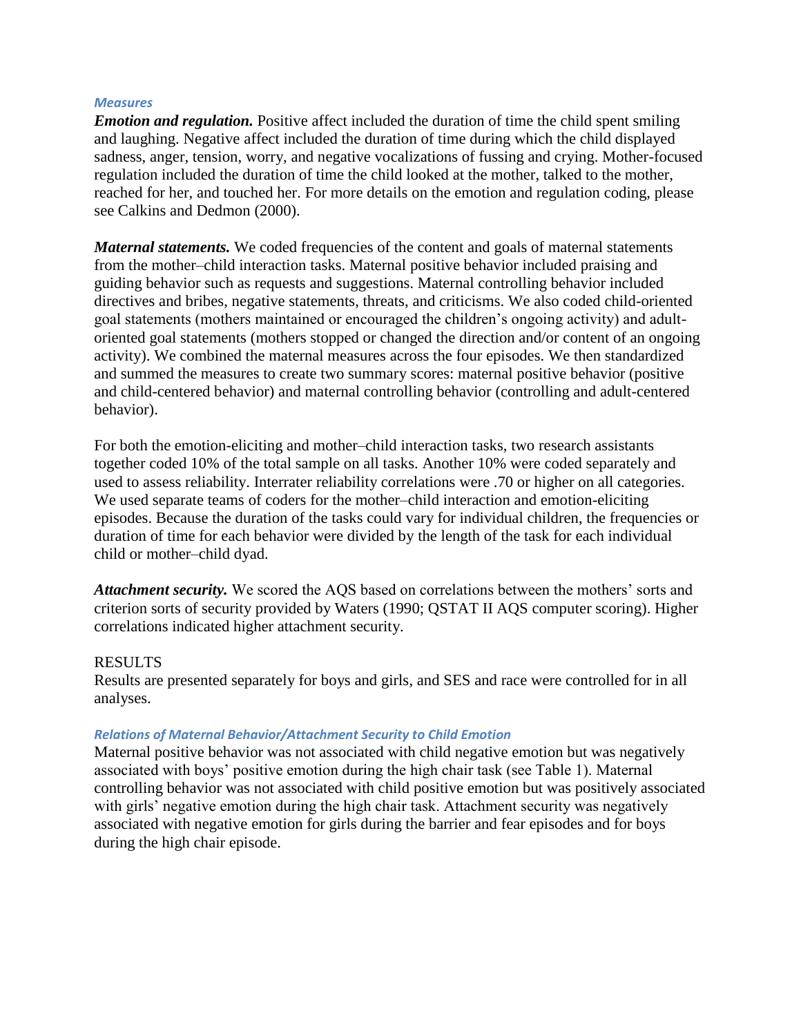### *Measures*

***Emotion and regulation.*** Positive affect included the duration of time the child spent smiling and laughing. Negative affect included the duration of time during which the child displayed sadness, anger, tension, worry, and negative vocalizations of fussing and crying. Mother-focused regulation included the duration of time the child looked at the mother, talked to the mother, reached for her, and touched her. For more details on the emotion and regulation coding, please see Calkins and Dedmon (2000).

***Maternal statements.*** We coded frequencies of the content and goals of maternal statements from the mother–child interaction tasks. Maternal positive behavior included praising and guiding behavior such as requests and suggestions. Maternal controlling behavior included directives and bribes, negative statements, threats, and criticisms. We also coded child-oriented goal statements (mothers maintained or encouraged the children's ongoing activity) and adult-oriented goal statements (mothers stopped or changed the direction and/or content of an ongoing activity). We combined the maternal measures across the four episodes. We then standardized and summed the measures to create two summary scores: maternal positive behavior (positive and child-centered behavior) and maternal controlling behavior (controlling and adult-centered behavior).

For both the emotion-eliciting and mother–child interaction tasks, two research assistants together coded 10% of the total sample on all tasks. Another 10% were coded separately and used to assess reliability. Interrater reliability correlations were .70 or higher on all categories. We used separate teams of coders for the mother–child interaction and emotion-eliciting episodes. Because the duration of the tasks could vary for individual children, the frequencies or duration of time for each behavior were divided by the length of the task for each individual child or mother–child dyad.

***Attachment security.*** We scored the AQS based on correlations between the mothers' sorts and criterion sorts of security provided by Waters (1990; QSTAT II AQS computer scoring). Higher correlations indicated higher attachment security.

## RESULTS

Results are presented separately for boys and girls, and SES and race were controlled for in all analyses.

### *Relations of Maternal Behavior/Attachment Security to Child Emotion*

Maternal positive behavior was not associated with child negative emotion but was negatively associated with boys' positive emotion during the high chair task (see Table 1). Maternal controlling behavior was not associated with child positive emotion but was positively associated with girls' negative emotion during the high chair task. Attachment security was negatively associated with negative emotion for girls during the barrier and fear episodes and for boys during the high chair episode.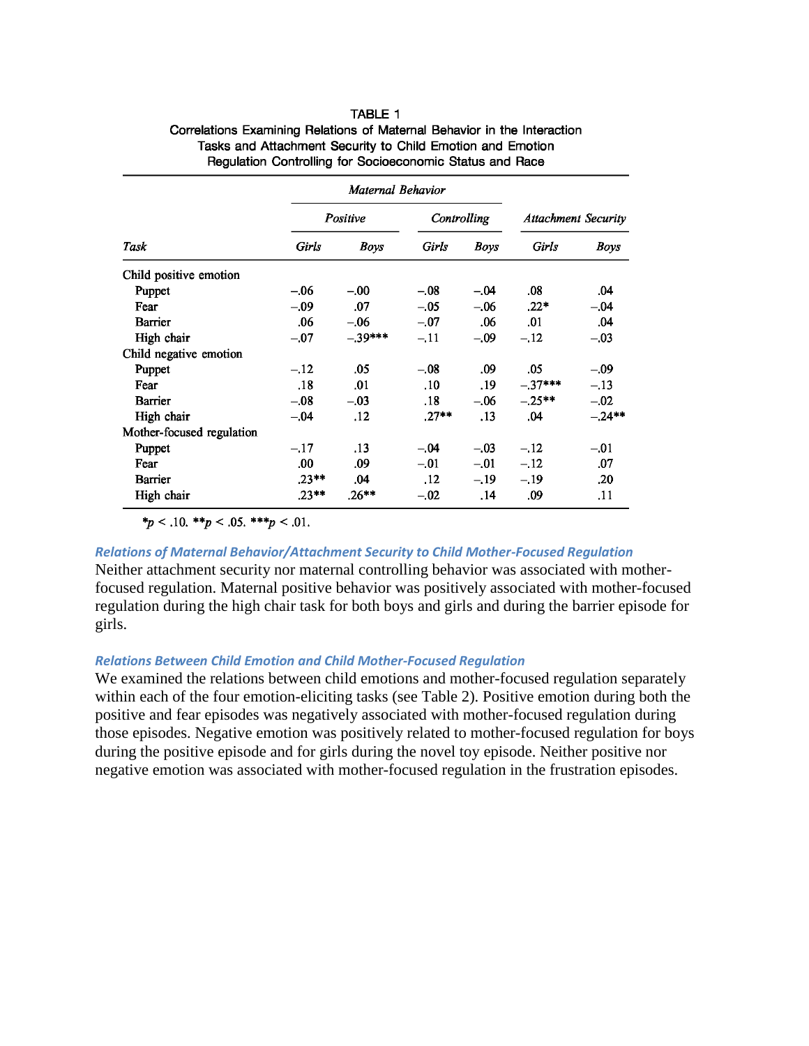TABLE 1

Correlations Examining Relations of Maternal Behavior in the Interaction Tasks and Attachment Security to Child Emotion and Emotion Regulation Controlling for Socioeconomic Status and Race

| | *Maternal Behavior* | | | | | |
|---|---|---|---|---|---|---|
| | *Positive* | | *Controlling* | | *Attachment Security* | |
| *Task* | *Girls* | *Boys* | *Girls* | *Boys* | *Girls* | *Boys* |
| Child positive emotion | | | | | | |
| Puppet | −.06 | −.00 | −.08 | −.04 | .08 | .04 |
| Fear | −.09 | .07 | −.05 | −.06 | .22* | −.04 |
| Barrier | .06 | −.06 | −.07 | .06 | .01 | .04 |
| High chair | −.07 | −.39*** | −.11 | −.09 | −.12 | −.03 |
| Child negative emotion | | | | | | |
| Puppet | −.12 | .05 | −.08 | .09 | .05 | −.09 |
| Fear | .18 | .01 | .10 | .19 | −.37*** | −.13 |
| Barrier | −.08 | −.03 | .18 | −.06 | −.25** | −.02 |
| High chair | −.04 | .12 | .27** | .13 | .04 | −.24** |
| Mother-focused regulation | | | | | | |
| Puppet | −.17 | .13 | −.04 | −.03 | −.12 | −.01 |
| Fear | .00 | .09 | −.01 | −.01 | −.12 | .07 |
| Barrier | .23** | .04 | .12 | −.19 | −.19 | .20 |
| High chair | .23** | .26** | −.02 | .14 | .09 | .11 |

*$p < .10$. **$p < .05$. ***$p < .01$.

### *Relations of Maternal Behavior/Attachment Security to Child Mother-Focused Regulation*

Neither attachment security nor maternal controlling behavior was associated with mother-focused regulation. Maternal positive behavior was positively associated with mother-focused regulation during the high chair task for both boys and girls and during the barrier episode for girls.

### *Relations Between Child Emotion and Child Mother-Focused Regulation*

We examined the relations between child emotions and mother-focused regulation separately within each of the four emotion-eliciting tasks (see Table 2). Positive emotion during both the positive and fear episodes was negatively associated with mother-focused regulation during those episodes. Negative emotion was positively related to mother-focused regulation for boys during the positive episode and for girls during the novel toy episode. Neither positive nor negative emotion was associated with mother-focused regulation in the frustration episodes.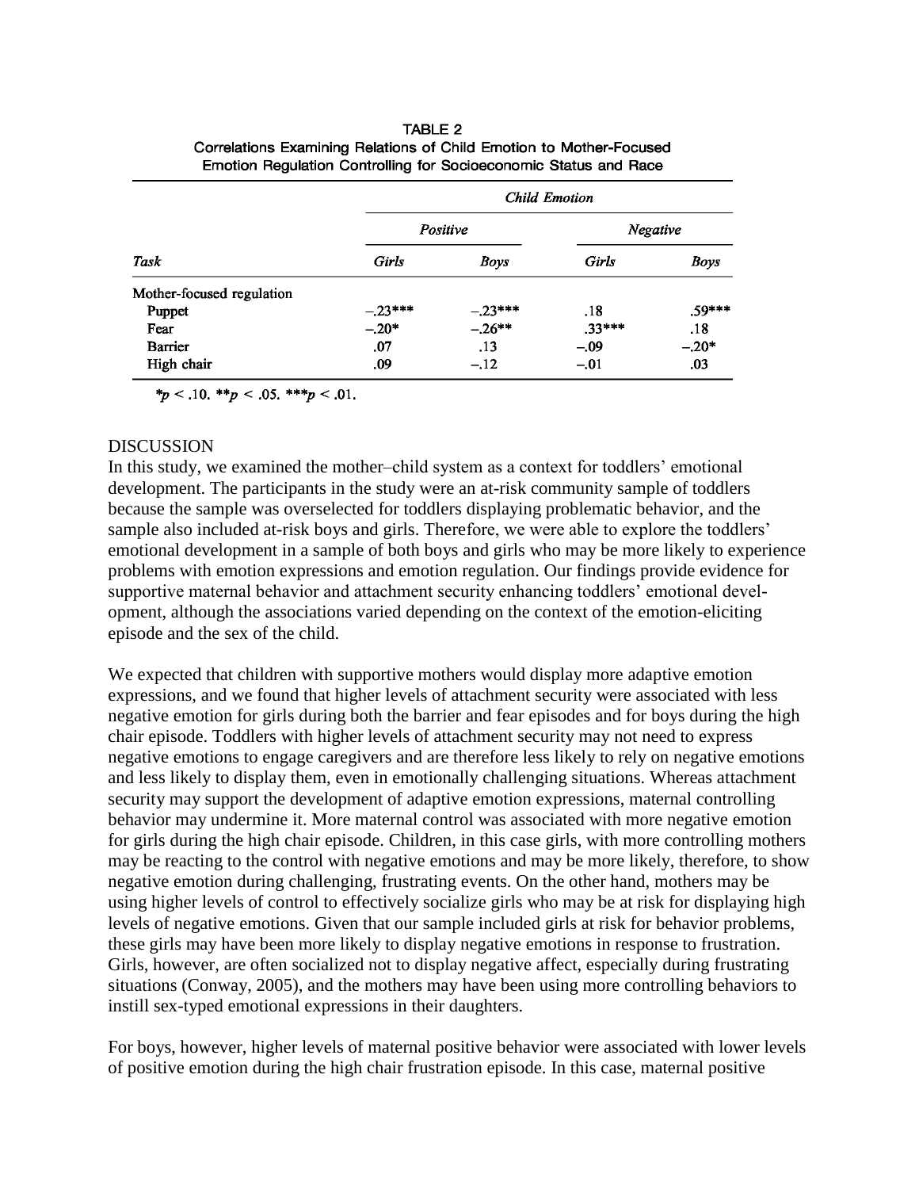TABLE 2
Correlations Examining Relations of Child Emotion to Mother-Focused Emotion Regulation Controlling for Socioeconomic Status and Race

| | *Child Emotion* | | | |
|---|---|---|---|---|
| | *Positive* | | *Negative* | |
| *Task* | *Girls* | *Boys* | *Girls* | *Boys* |
| Mother-focused regulation | | | | |
| Puppet | −.23*** | −.23*** | .18 | .59*** |
| Fear | −.20* | −.26** | .33*** | .18 |
| Barrier | .07 | .13 | −.09 | −.20* |
| High chair | .09 | −.12 | −.01 | .03 |

*$p < .10$. **$p < .05$. ***$p < .01$.

## DISCUSSION

In this study, we examined the mother–child system as a context for toddlers' emotional development. The participants in the study were an at-risk community sample of toddlers because the sample was overselected for toddlers displaying problematic behavior, and the sample also included at-risk boys and girls. Therefore, we were able to explore the toddlers' emotional development in a sample of both boys and girls who may be more likely to experience problems with emotion expressions and emotion regulation. Our findings provide evidence for supportive maternal behavior and attachment security enhancing toddlers' emotional development, although the associations varied depending on the context of the emotion-eliciting episode and the sex of the child.

We expected that children with supportive mothers would display more adaptive emotion expressions, and we found that higher levels of attachment security were associated with less negative emotion for girls during both the barrier and fear episodes and for boys during the high chair episode. Toddlers with higher levels of attachment security may not need to express negative emotions to engage caregivers and are therefore less likely to rely on negative emotions and less likely to display them, even in emotionally challenging situations. Whereas attachment security may support the development of adaptive emotion expressions, maternal controlling behavior may undermine it. More maternal control was associated with more negative emotion for girls during the high chair episode. Children, in this case girls, with more controlling mothers may be reacting to the control with negative emotions and may be more likely, therefore, to show negative emotion during challenging, frustrating events. On the other hand, mothers may be using higher levels of control to effectively socialize girls who may be at risk for displaying high levels of negative emotions. Given that our sample included girls at risk for behavior problems, these girls may have been more likely to display negative emotions in response to frustration. Girls, however, are often socialized not to display negative affect, especially during frustrating situations (Conway, 2005), and the mothers may have been using more controlling behaviors to instill sex-typed emotional expressions in their daughters.

For boys, however, higher levels of maternal positive behavior were associated with lower levels of positive emotion during the high chair frustration episode. In this case, maternal positive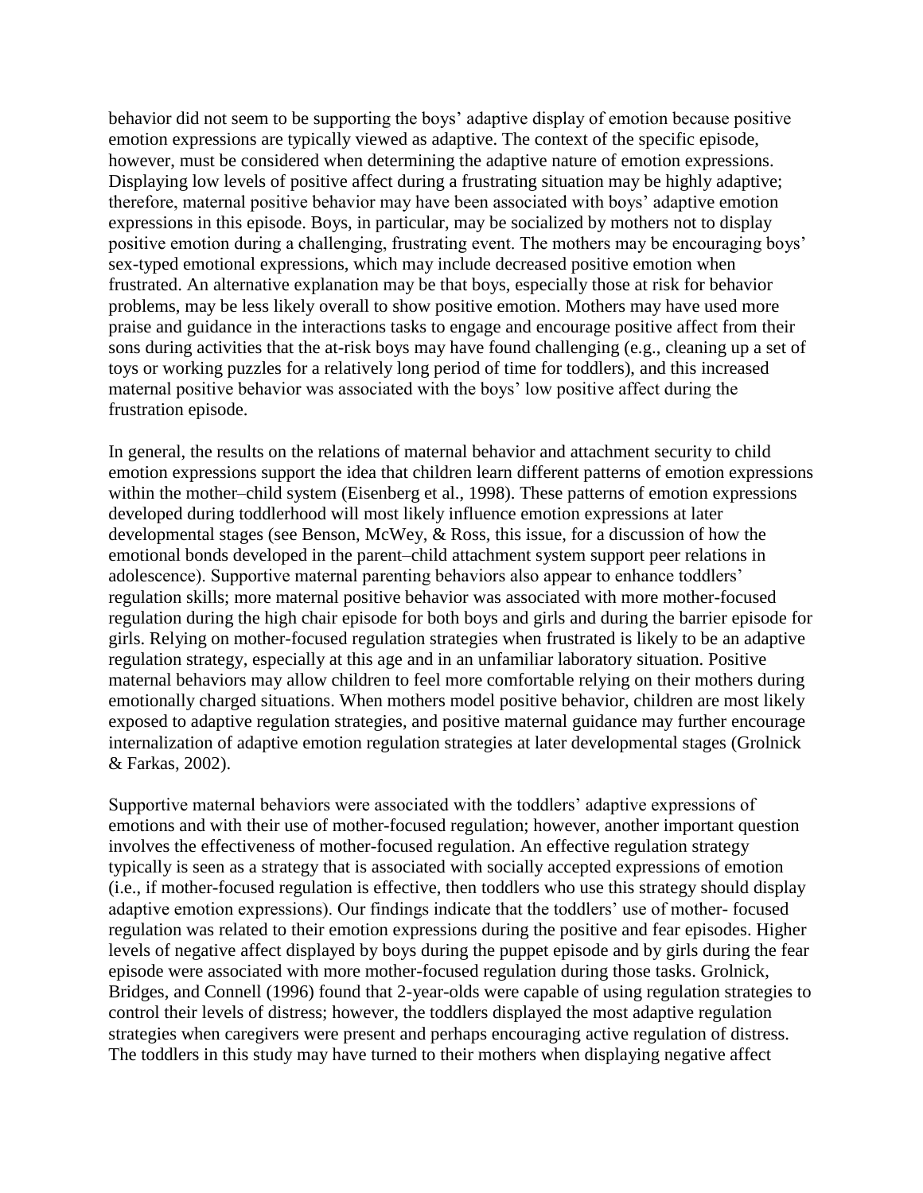behavior did not seem to be supporting the boys' adaptive display of emotion because positive emotion expressions are typically viewed as adaptive. The context of the specific episode, however, must be considered when determining the adaptive nature of emotion expressions. Displaying low levels of positive affect during a frustrating situation may be highly adaptive; therefore, maternal positive behavior may have been associated with boys' adaptive emotion expressions in this episode. Boys, in particular, may be socialized by mothers not to display positive emotion during a challenging, frustrating event. The mothers may be encouraging boys' sex-typed emotional expressions, which may include decreased positive emotion when frustrated. An alternative explanation may be that boys, especially those at risk for behavior problems, may be less likely overall to show positive emotion. Mothers may have used more praise and guidance in the interactions tasks to engage and encourage positive affect from their sons during activities that the at-risk boys may have found challenging (e.g., cleaning up a set of toys or working puzzles for a relatively long period of time for toddlers), and this increased maternal positive behavior was associated with the boys' low positive affect during the frustration episode.

In general, the results on the relations of maternal behavior and attachment security to child emotion expressions support the idea that children learn different patterns of emotion expressions within the mother–child system (Eisenberg et al., 1998). These patterns of emotion expressions developed during toddlerhood will most likely influence emotion expressions at later developmental stages (see Benson, McWey, & Ross, this issue, for a discussion of how the emotional bonds developed in the parent–child attachment system support peer relations in adolescence). Supportive maternal parenting behaviors also appear to enhance toddlers' regulation skills; more maternal positive behavior was associated with more mother-focused regulation during the high chair episode for both boys and girls and during the barrier episode for girls. Relying on mother-focused regulation strategies when frustrated is likely to be an adaptive regulation strategy, especially at this age and in an unfamiliar laboratory situation. Positive maternal behaviors may allow children to feel more comfortable relying on their mothers during emotionally charged situations. When mothers model positive behavior, children are most likely exposed to adaptive regulation strategies, and positive maternal guidance may further encourage internalization of adaptive emotion regulation strategies at later developmental stages (Grolnick & Farkas, 2002).

Supportive maternal behaviors were associated with the toddlers' adaptive expressions of emotions and with their use of mother-focused regulation; however, another important question involves the effectiveness of mother-focused regulation. An effective regulation strategy typically is seen as a strategy that is associated with socially accepted expressions of emotion (i.e., if mother-focused regulation is effective, then toddlers who use this strategy should display adaptive emotion expressions). Our findings indicate that the toddlers' use of mother- focused regulation was related to their emotion expressions during the positive and fear episodes. Higher levels of negative affect displayed by boys during the puppet episode and by girls during the fear episode were associated with more mother-focused regulation during those tasks. Grolnick, Bridges, and Connell (1996) found that 2-year-olds were capable of using regulation strategies to control their levels of distress; however, the toddlers displayed the most adaptive regulation strategies when caregivers were present and perhaps encouraging active regulation of distress. The toddlers in this study may have turned to their mothers when displaying negative affect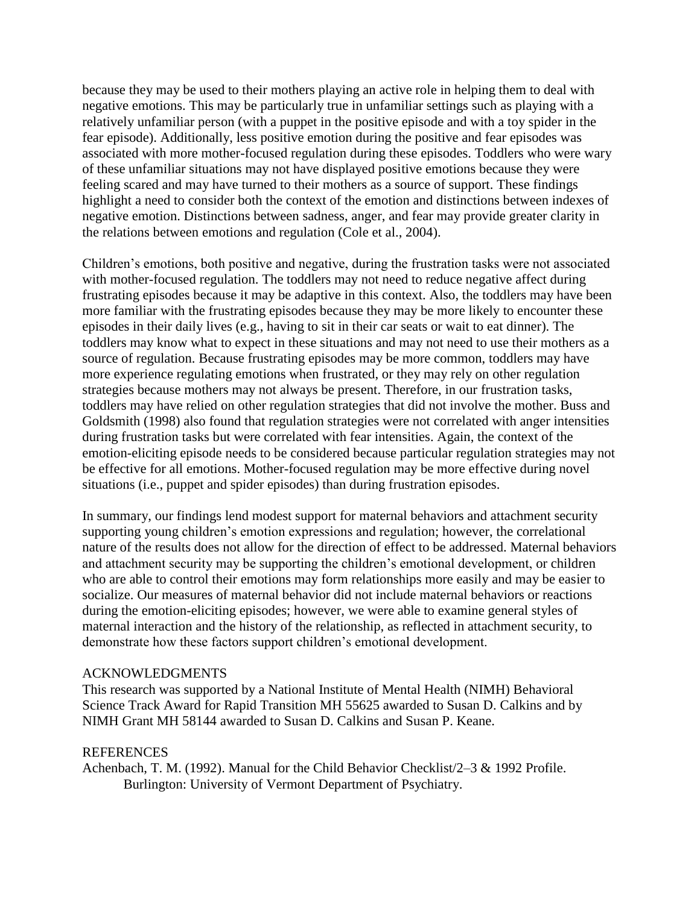because they may be used to their mothers playing an active role in helping them to deal with negative emotions. This may be particularly true in unfamiliar settings such as playing with a relatively unfamiliar person (with a puppet in the positive episode and with a toy spider in the fear episode). Additionally, less positive emotion during the positive and fear episodes was associated with more mother-focused regulation during these episodes. Toddlers who were wary of these unfamiliar situations may not have displayed positive emotions because they were feeling scared and may have turned to their mothers as a source of support. These findings highlight a need to consider both the context of the emotion and distinctions between indexes of negative emotion. Distinctions between sadness, anger, and fear may provide greater clarity in the relations between emotions and regulation (Cole et al., 2004).

Children's emotions, both positive and negative, during the frustration tasks were not associated with mother-focused regulation. The toddlers may not need to reduce negative affect during frustrating episodes because it may be adaptive in this context. Also, the toddlers may have been more familiar with the frustrating episodes because they may be more likely to encounter these episodes in their daily lives (e.g., having to sit in their car seats or wait to eat dinner). The toddlers may know what to expect in these situations and may not need to use their mothers as a source of regulation. Because frustrating episodes may be more common, toddlers may have more experience regulating emotions when frustrated, or they may rely on other regulation strategies because mothers may not always be present. Therefore, in our frustration tasks, toddlers may have relied on other regulation strategies that did not involve the mother. Buss and Goldsmith (1998) also found that regulation strategies were not correlated with anger intensities during frustration tasks but were correlated with fear intensities. Again, the context of the emotion-eliciting episode needs to be considered because particular regulation strategies may not be effective for all emotions. Mother-focused regulation may be more effective during novel situations (i.e., puppet and spider episodes) than during frustration episodes.

In summary, our findings lend modest support for maternal behaviors and attachment security supporting young children's emotion expressions and regulation; however, the correlational nature of the results does not allow for the direction of effect to be addressed. Maternal behaviors and attachment security may be supporting the children's emotional development, or children who are able to control their emotions may form relationships more easily and may be easier to socialize. Our measures of maternal behavior did not include maternal behaviors or reactions during the emotion-eliciting episodes; however, we were able to examine general styles of maternal interaction and the history of the relationship, as reflected in attachment security, to demonstrate how these factors support children's emotional development.

## ACKNOWLEDGMENTS

This research was supported by a National Institute of Mental Health (NIMH) Behavioral Science Track Award for Rapid Transition MH 55625 awarded to Susan D. Calkins and by NIMH Grant MH 58144 awarded to Susan D. Calkins and Susan P. Keane.

## REFERENCES

Achenbach, T. M. (1992). Manual for the Child Behavior Checklist/2–3 & 1992 Profile. Burlington: University of Vermont Department of Psychiatry.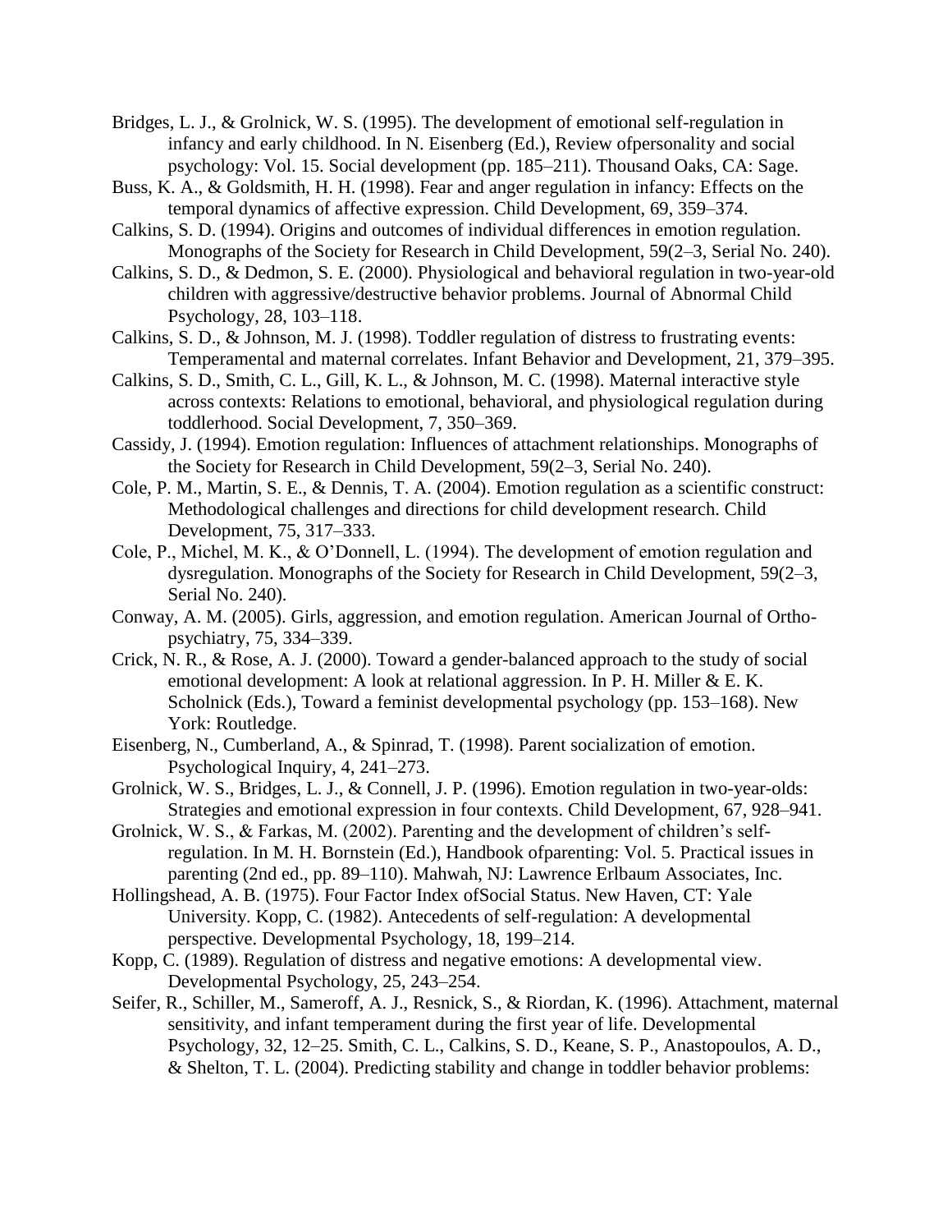Bridges, L. J., & Grolnick, W. S. (1995). The development of emotional self-regulation in infancy and early childhood. In N. Eisenberg (Ed.), Review ofpersonality and social psychology: Vol. 15. Social development (pp. 185–211). Thousand Oaks, CA: Sage.

Buss, K. A., & Goldsmith, H. H. (1998). Fear and anger regulation in infancy: Effects on the temporal dynamics of affective expression. Child Development, 69, 359–374.

Calkins, S. D. (1994). Origins and outcomes of individual differences in emotion regulation. Monographs of the Society for Research in Child Development, 59(2–3, Serial No. 240).

Calkins, S. D., & Dedmon, S. E. (2000). Physiological and behavioral regulation in two-year-old children with aggressive/destructive behavior problems. Journal of Abnormal Child Psychology, 28, 103–118.

Calkins, S. D., & Johnson, M. J. (1998). Toddler regulation of distress to frustrating events: Temperamental and maternal correlates. Infant Behavior and Development, 21, 379–395.

Calkins, S. D., Smith, C. L., Gill, K. L., & Johnson, M. C. (1998). Maternal interactive style across contexts: Relations to emotional, behavioral, and physiological regulation during toddlerhood. Social Development, 7, 350–369.

Cassidy, J. (1994). Emotion regulation: Influences of attachment relationships. Monographs of the Society for Research in Child Development, 59(2–3, Serial No. 240).

Cole, P. M., Martin, S. E., & Dennis, T. A. (2004). Emotion regulation as a scientific construct: Methodological challenges and directions for child development research. Child Development, 75, 317–333.

Cole, P., Michel, M. K., & O'Donnell, L. (1994). The development of emotion regulation and dysregulation. Monographs of the Society for Research in Child Development, 59(2–3, Serial No. 240).

Conway, A. M. (2005). Girls, aggression, and emotion regulation. American Journal of Ortho-psychiatry, 75, 334–339.

Crick, N. R., & Rose, A. J. (2000). Toward a gender-balanced approach to the study of social emotional development: A look at relational aggression. In P. H. Miller & E. K. Scholnick (Eds.), Toward a feminist developmental psychology (pp. 153–168). New York: Routledge.

Eisenberg, N., Cumberland, A., & Spinrad, T. (1998). Parent socialization of emotion. Psychological Inquiry, 4, 241–273.

Grolnick, W. S., Bridges, L. J., & Connell, J. P. (1996). Emotion regulation in two-year-olds: Strategies and emotional expression in four contexts. Child Development, 67, 928–941.

Grolnick, W. S., & Farkas, M. (2002). Parenting and the development of children's self-regulation. In M. H. Bornstein (Ed.), Handbook ofparenting: Vol. 5. Practical issues in parenting (2nd ed., pp. 89–110). Mahwah, NJ: Lawrence Erlbaum Associates, Inc.

Hollingshead, A. B. (1975). Four Factor Index ofSocial Status. New Haven, CT: Yale University. Kopp, C. (1982). Antecedents of self-regulation: A developmental perspective. Developmental Psychology, 18, 199–214.

Kopp, C. (1989). Regulation of distress and negative emotions: A developmental view. Developmental Psychology, 25, 243–254.

Seifer, R., Schiller, M., Sameroff, A. J., Resnick, S., & Riordan, K. (1996). Attachment, maternal sensitivity, and infant temperament during the first year of life. Developmental Psychology, 32, 12–25. Smith, C. L., Calkins, S. D., Keane, S. P., Anastopoulos, A. D., & Shelton, T. L. (2004). Predicting stability and change in toddler behavior problems: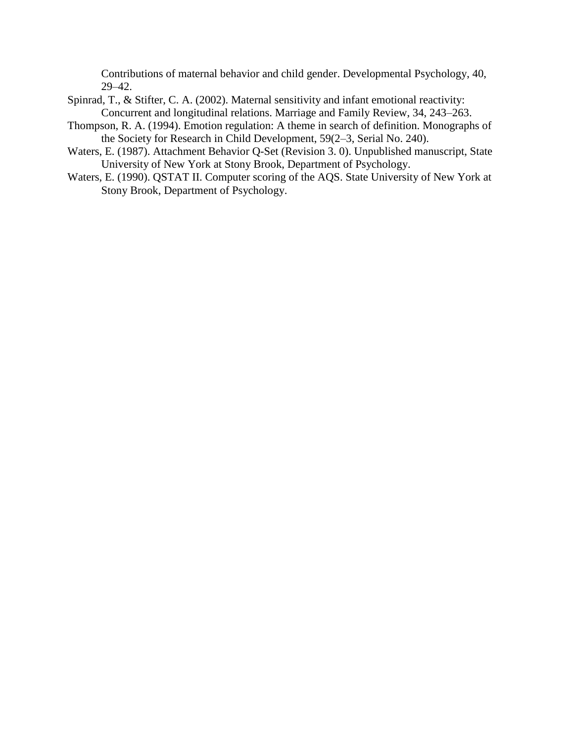Contributions of maternal behavior and child gender. Developmental Psychology, 40, 29–42.

Spinrad, T., & Stifter, C. A. (2002). Maternal sensitivity and infant emotional reactivity: Concurrent and longitudinal relations. Marriage and Family Review, 34, 243–263.

Thompson, R. A. (1994). Emotion regulation: A theme in search of definition. Monographs of the Society for Research in Child Development, 59(2–3, Serial No. 240).

Waters, E. (1987). Attachment Behavior Q-Set (Revision 3. 0). Unpublished manuscript, State University of New York at Stony Brook, Department of Psychology.

Waters, E. (1990). QSTAT II. Computer scoring of the AQS. State University of New York at Stony Brook, Department of Psychology.